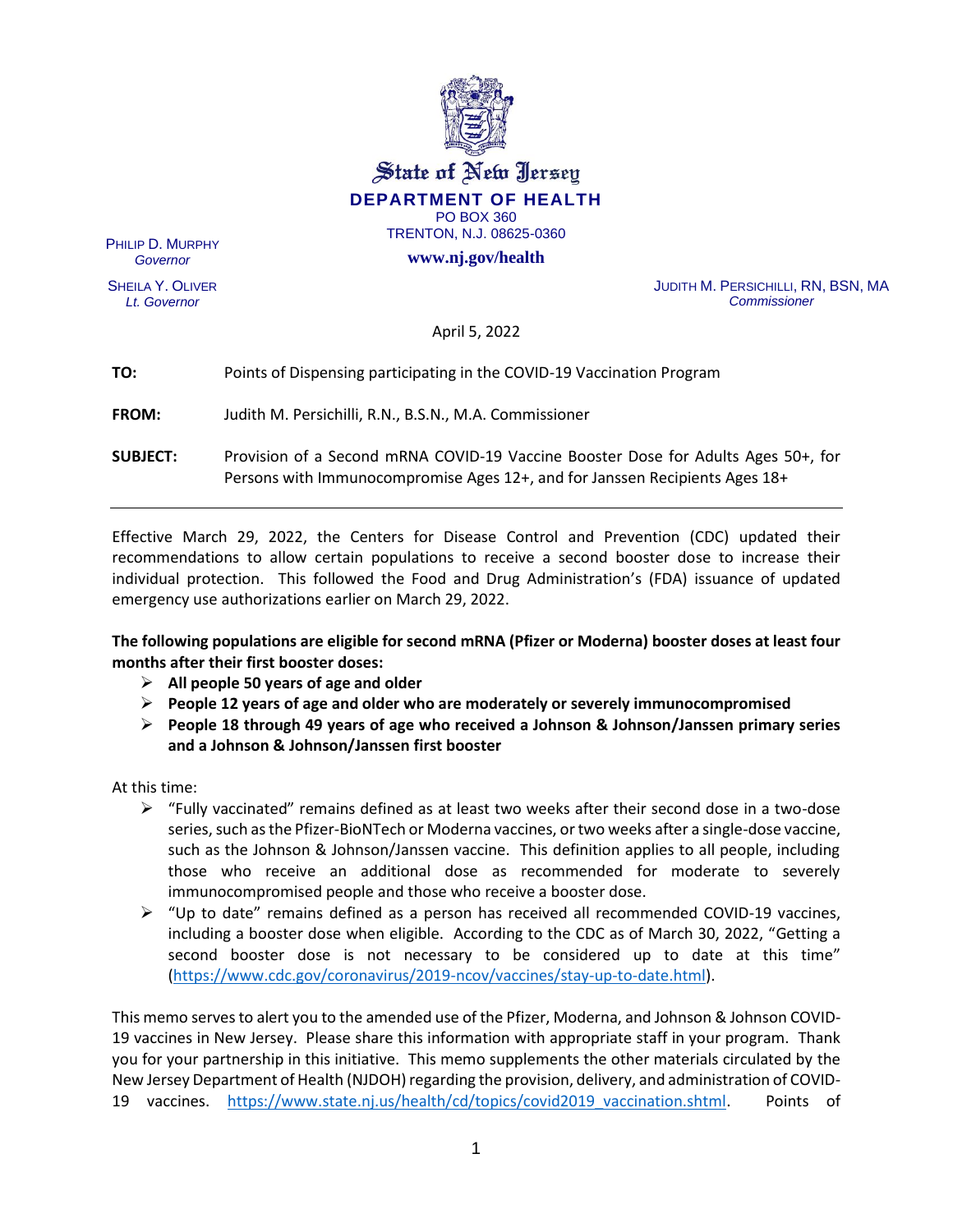State of New Jersey

**DEPARTMENT OF HEALTH**

PO BOX 360
TRENTON, N.J. 08625-0360

**www.nj.gov/health**

PHILIP D. MURPHY
*Governor*

SHEILA Y. OLIVER
*Lt. Governor*

JUDITH M. PERSICHILLI, RN, BSN, MA
*Commissioner*

April 5, 2022

**TO:** Points of Dispensing participating in the COVID-19 Vaccination Program

**FROM:** Judith M. Persichilli, R.N., B.S.N., M.A. Commissioner

**SUBJECT:** Provision of a Second mRNA COVID-19 Vaccine Booster Dose for Adults Ages 50+, for Persons with Immunocompromise Ages 12+, and for Janssen Recipients Ages 18+

---

Effective March 29, 2022, the Centers for Disease Control and Prevention (CDC) updated their recommendations to allow certain populations to receive a second booster dose to increase their individual protection. This followed the Food and Drug Administration's (FDA) issuance of updated emergency use authorizations earlier on March 29, 2022.

**The following populations are eligible for second mRNA (Pfizer or Moderna) booster doses at least four months after their first booster doses:**

- **All people 50 years of age and older**
- **People 12 years of age and older who are moderately or severely immunocompromised**
- **People 18 through 49 years of age who received a Johnson & Johnson/Janssen primary series and a Johnson & Johnson/Janssen first booster**

At this time:

- "Fully vaccinated" remains defined as at least two weeks after their second dose in a two-dose series, such as the Pfizer-BioNTech or Moderna vaccines, or two weeks after a single-dose vaccine, such as the Johnson & Johnson/Janssen vaccine. This definition applies to all people, including those who receive an additional dose as recommended for moderate to severely immunocompromised people and those who receive a booster dose.
- "Up to date" remains defined as a person has received all recommended COVID-19 vaccines, including a booster dose when eligible. According to the CDC as of March 30, 2022, "Getting a second booster dose is not necessary to be considered up to date at this time" (https://www.cdc.gov/coronavirus/2019-ncov/vaccines/stay-up-to-date.html).

This memo serves to alert you to the amended use of the Pfizer, Moderna, and Johnson & Johnson COVID-19 vaccines in New Jersey. Please share this information with appropriate staff in your program. Thank you for your partnership in this initiative. This memo supplements the other materials circulated by the New Jersey Department of Health (NJDOH) regarding the provision, delivery, and administration of COVID-19 vaccines. https://www.state.nj.us/health/cd/topics/covid2019_vaccination.shtml. Points of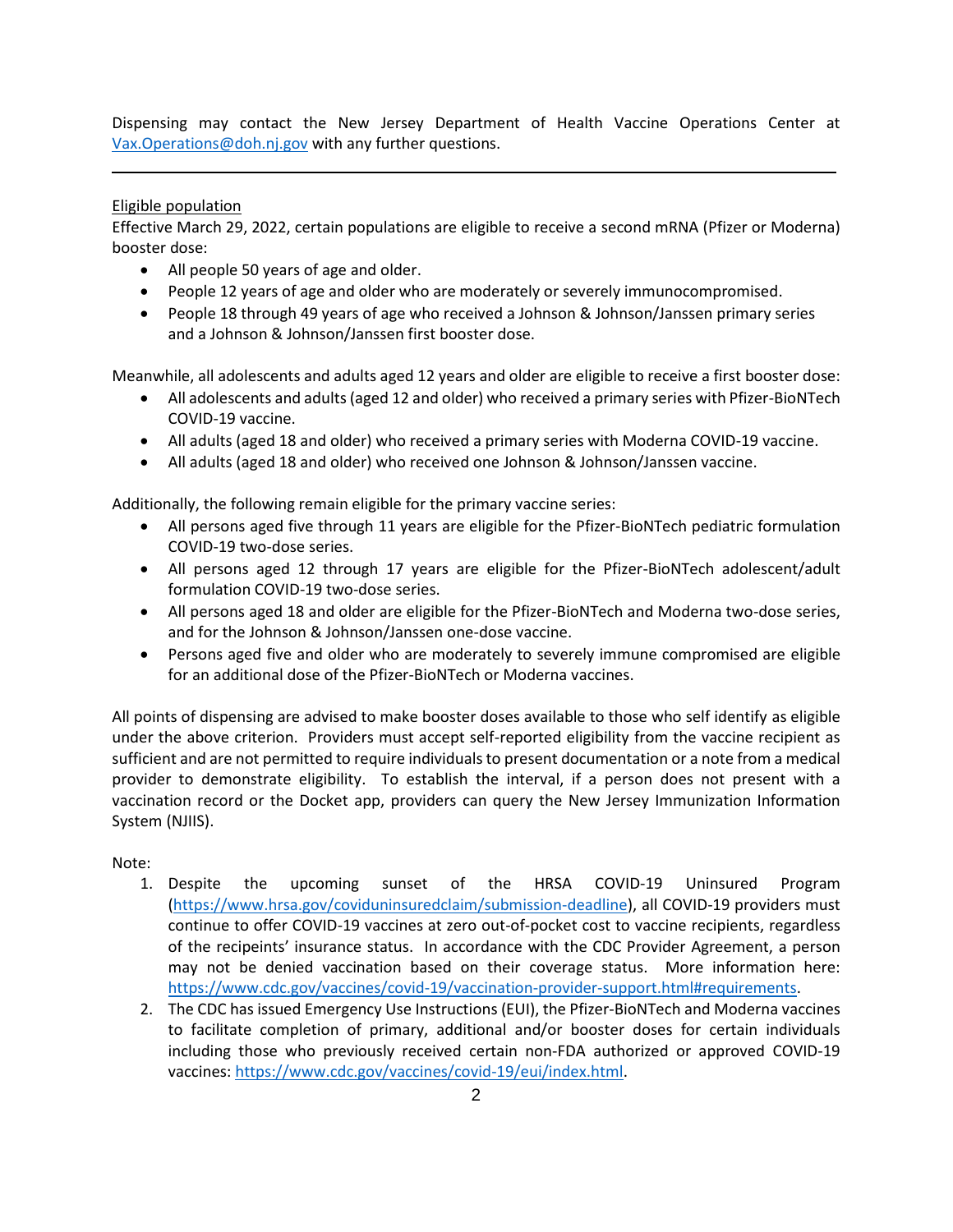Dispensing may contact the New Jersey Department of Health Vaccine Operations Center at [Vax.Operations@doh.nj.gov](mailto:Vax.Operations@doh.nj.gov) with any further questions.

---

Eligible population

Effective March 29, 2022, certain populations are eligible to receive a second mRNA (Pfizer or Moderna) booster dose:

- All people 50 years of age and older.
- People 12 years of age and older who are moderately or severely immunocompromised.
- People 18 through 49 years of age who received a Johnson & Johnson/Janssen primary series and a Johnson & Johnson/Janssen first booster dose.

Meanwhile, all adolescents and adults aged 12 years and older are eligible to receive a first booster dose:

- All adolescents and adults (aged 12 and older) who received a primary series with Pfizer-BioNTech COVID-19 vaccine.
- All adults (aged 18 and older) who received a primary series with Moderna COVID-19 vaccine.
- All adults (aged 18 and older) who received one Johnson & Johnson/Janssen vaccine.

Additionally, the following remain eligible for the primary vaccine series:

- All persons aged five through 11 years are eligible for the Pfizer-BioNTech pediatric formulation COVID-19 two-dose series.
- All persons aged 12 through 17 years are eligible for the Pfizer-BioNTech adolescent/adult formulation COVID-19 two-dose series.
- All persons aged 18 and older are eligible for the Pfizer-BioNTech and Moderna two-dose series, and for the Johnson & Johnson/Janssen one-dose vaccine.
- Persons aged five and older who are moderately to severely immune compromised are eligible for an additional dose of the Pfizer-BioNTech or Moderna vaccines.

All points of dispensing are advised to make booster doses available to those who self identify as eligible under the above criterion. Providers must accept self-reported eligibility from the vaccine recipient as sufficient and are not permitted to require individuals to present documentation or a note from a medical provider to demonstrate eligibility. To establish the interval, if a person does not present with a vaccination record or the Docket app, providers can query the New Jersey Immunization Information System (NJIIS).

Note:

1. Despite the upcoming sunset of the HRSA COVID-19 Uninsured Program ([https://www.hrsa.gov/coviduninsuredclaim/submission-deadline](https://www.hrsa.gov/coviduninsuredclaim/submission-deadline)), all COVID-19 providers must continue to offer COVID-19 vaccines at zero out-of-pocket cost to vaccine recipients, regardless of the recipeints' insurance status. In accordance with the CDC Provider Agreement, a person may not be denied vaccination based on their coverage status. More information here: [https://www.cdc.gov/vaccines/covid-19/vaccination-provider-support.html#requirements](https://www.cdc.gov/vaccines/covid-19/vaccination-provider-support.html#requirements).
2. The CDC has issued Emergency Use Instructions (EUI), the Pfizer-BioNTech and Moderna vaccines to facilitate completion of primary, additional and/or booster doses for certain individuals including those who previously received certain non-FDA authorized or approved COVID-19 vaccines: [https://www.cdc.gov/vaccines/covid-19/eui/index.html](https://www.cdc.gov/vaccines/covid-19/eui/index.html).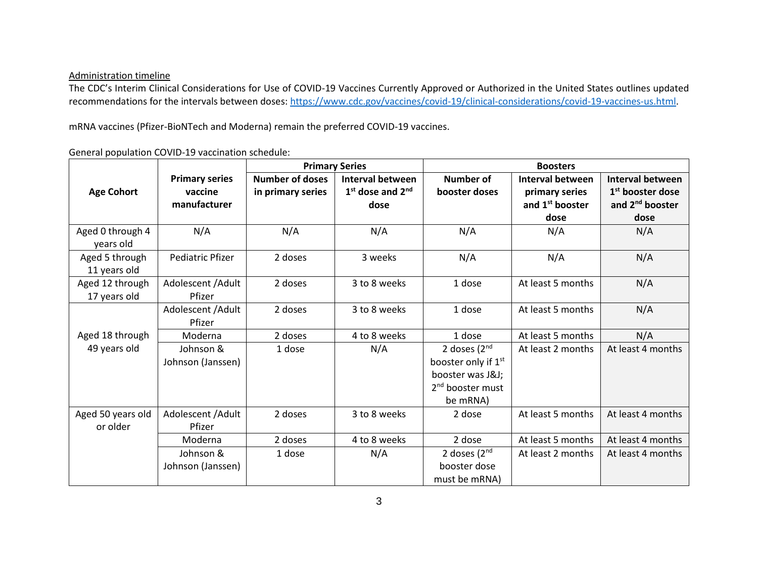Administration timeline

The CDC's Interim Clinical Considerations for Use of COVID-19 Vaccines Currently Approved or Authorized in the United States outlines updated recommendations for the intervals between doses: https://www.cdc.gov/vaccines/covid-19/clinical-considerations/covid-19-vaccines-us.html.

mRNA vaccines (Pfizer-BioNTech and Moderna) remain the preferred COVID-19 vaccines.

General population COVID-19 vaccination schedule:

| Age Cohort | Primary series vaccine manufacturer | Primary Series | | Boosters | | |
|---|---|---|---|---|---|---|
| | | **Number of doses in primary series** | **Interval between 1st dose and 2nd dose** | **Number of booster doses** | **Interval between primary series and 1st booster dose** | **Interval between 1st booster dose and 2nd booster dose** |
| Aged 0 through 4 years old | N/A | N/A | N/A | N/A | N/A | N/A |
| Aged 5 through 11 years old | Pediatric Pfizer | 2 doses | 3 weeks | N/A | N/A | N/A |
| Aged 12 through 17 years old | Adolescent /Adult Pfizer | 2 doses | 3 to 8 weeks | 1 dose | At least 5 months | N/A |
| Aged 18 through 49 years old | Adolescent /Adult Pfizer | 2 doses | 3 to 8 weeks | 1 dose | At least 5 months | N/A |
| | Moderna | 2 doses | 4 to 8 weeks | 1 dose | At least 5 months | N/A |
| | Johnson & Johnson (Janssen) | 1 dose | N/A | 2 doses (2nd booster only if 1st booster was J&J; 2nd booster must be mRNA) | At least 2 months | At least 4 months |
| Aged 50 years old or older | Adolescent /Adult Pfizer | 2 doses | 3 to 8 weeks | 2 dose | At least 5 months | At least 4 months |
| | Moderna | 2 doses | 4 to 8 weeks | 2 dose | At least 5 months | At least 4 months |
| | Johnson & Johnson (Janssen) | 1 dose | N/A | 2 doses (2nd booster dose must be mRNA) | At least 2 months | At least 4 months |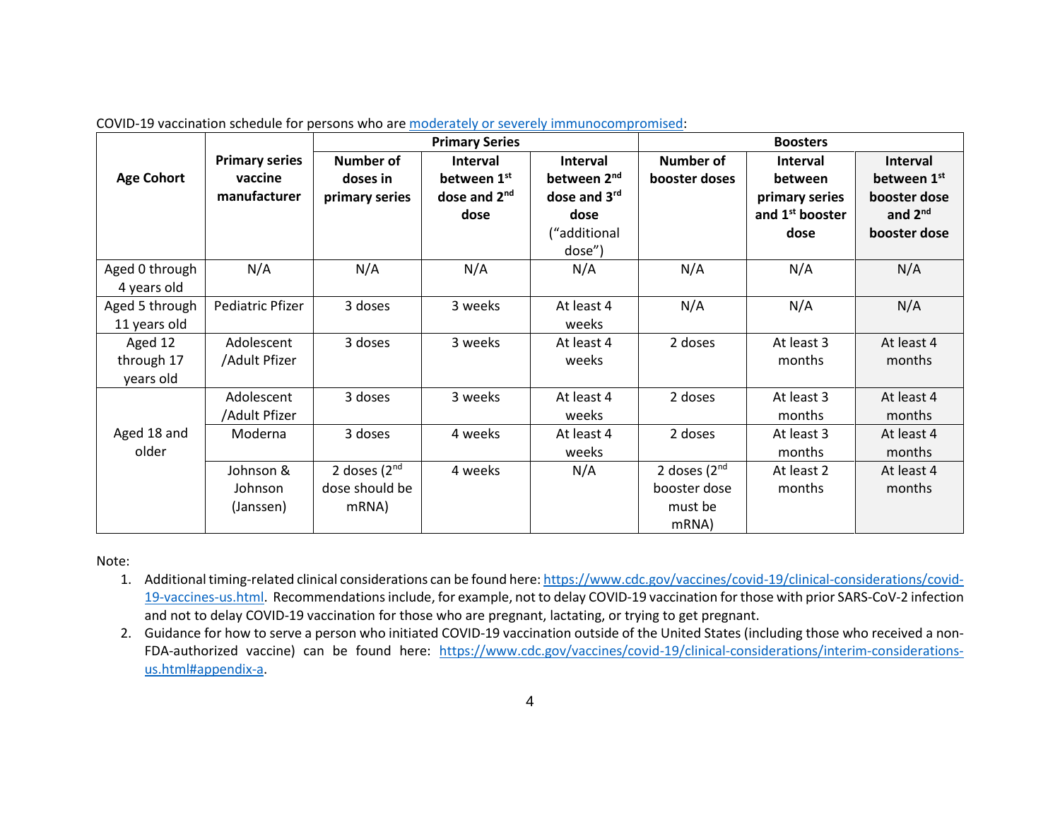COVID-19 vaccination schedule for persons who are [moderately or severely immunocompromised](#):

| Age Cohort | Primary series vaccine manufacturer | Primary Series | | | Boosters | | |
|---|---|---|---|---|---|---|---|
| | | Number of doses in primary series | Interval between 1st dose and 2nd dose | Interval between 2nd dose and 3rd dose ("additional dose") | Number of booster doses | Interval between primary series and 1st booster dose | Interval between 1st booster dose and 2nd booster dose |
| Aged 0 through 4 years old | N/A | N/A | N/A | N/A | N/A | N/A | N/A |
| Aged 5 through 11 years old | Pediatric Pfizer | 3 doses | 3 weeks | At least 4 weeks | N/A | N/A | N/A |
| Aged 12 through 17 years old | Adolescent /Adult Pfizer | 3 doses | 3 weeks | At least 4 weeks | 2 doses | At least 3 months | At least 4 months |
| Aged 18 and older | Adolescent /Adult Pfizer | 3 doses | 3 weeks | At least 4 weeks | 2 doses | At least 3 months | At least 4 months |
| | Moderna | 3 doses | 4 weeks | At least 4 weeks | 2 doses | At least 3 months | At least 4 months |
| | Johnson & Johnson (Janssen) | 2 doses (2nd dose should be mRNA) | 4 weeks | N/A | 2 doses (2nd booster dose must be mRNA) | At least 2 months | At least 4 months |

Note:

1. Additional timing-related clinical considerations can be found here: https://www.cdc.gov/vaccines/covid-19/clinical-considerations/covid-19-vaccines-us.html. Recommendations include, for example, not to delay COVID-19 vaccination for those with prior SARS-CoV-2 infection and not to delay COVID-19 vaccination for those who are pregnant, lactating, or trying to get pregnant.
2. Guidance for how to serve a person who initiated COVID-19 vaccination outside of the United States (including those who received a non-FDA-authorized vaccine) can be found here: https://www.cdc.gov/vaccines/covid-19/clinical-considerations/interim-considerations-us.html#appendix-a.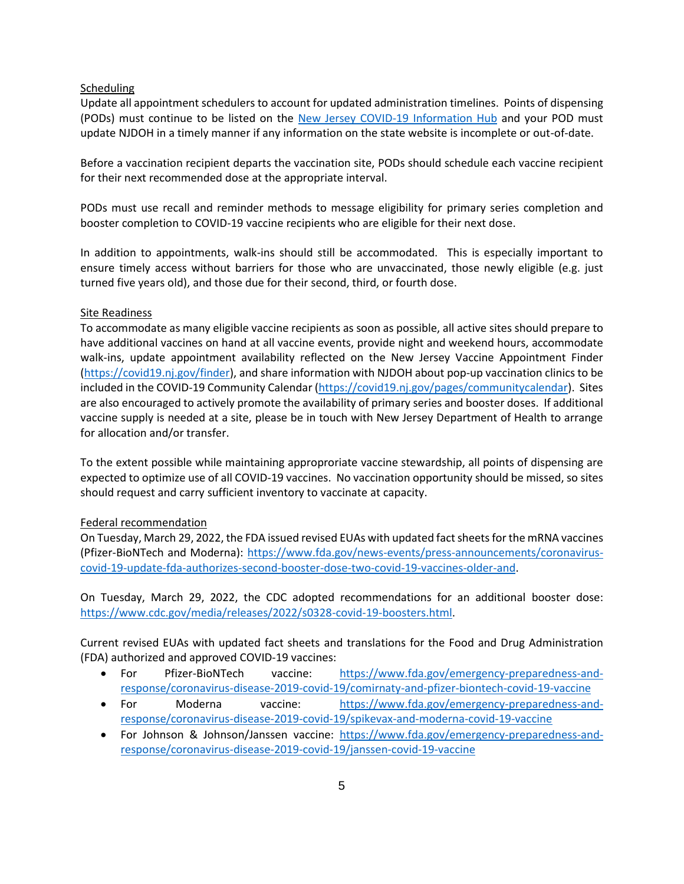## Scheduling

Update all appointment schedulers to account for updated administration timelines. Points of dispensing (PODs) must continue to be listed on the [New Jersey COVID-19 Information Hub](https://covid19.nj.gov) and your POD must update NJDOH in a timely manner if any information on the state website is incomplete or out-of-date.

Before a vaccination recipient departs the vaccination site, PODs should schedule each vaccine recipient for their next recommended dose at the appropriate interval.

PODs must use recall and reminder methods to message eligibility for primary series completion and booster completion to COVID-19 vaccine recipients who are eligible for their next dose.

In addition to appointments, walk-ins should still be accommodated. This is especially important to ensure timely access without barriers for those who are unvaccinated, those newly eligible (e.g. just turned five years old), and those due for their second, third, or fourth dose.

## Site Readiness

To accommodate as many eligible vaccine recipients as soon as possible, all active sites should prepare to have additional vaccines on hand at all vaccine events, provide night and weekend hours, accommodate walk-ins, update appointment availability reflected on the New Jersey Vaccine Appointment Finder (https://covid19.nj.gov/finder), and share information with NJDOH about pop-up vaccination clinics to be included in the COVID-19 Community Calendar (https://covid19.nj.gov/pages/communitycalendar). Sites are also encouraged to actively promote the availability of primary series and booster doses. If additional vaccine supply is needed at a site, please be in touch with New Jersey Department of Health to arrange for allocation and/or transfer.

To the extent possible while maintaining approproriate vaccine stewardship, all points of dispensing are expected to optimize use of all COVID-19 vaccines. No vaccination opportunity should be missed, so sites should request and carry sufficient inventory to vaccinate at capacity.

## Federal recommendation

On Tuesday, March 29, 2022, the FDA issued revised EUAs with updated fact sheets for the mRNA vaccines (Pfizer-BioNTech and Moderna): https://www.fda.gov/news-events/press-announcements/coronavirus-covid-19-update-fda-authorizes-second-booster-dose-two-covid-19-vaccines-older-and.

On Tuesday, March 29, 2022, the CDC adopted recommendations for an additional booster dose: https://www.cdc.gov/media/releases/2022/s0328-covid-19-boosters.html.

Current revised EUAs with updated fact sheets and translations for the Food and Drug Administration (FDA) authorized and approved COVID-19 vaccines:

- For Pfizer-BioNTech vaccine: https://www.fda.gov/emergency-preparedness-and-response/coronavirus-disease-2019-covid-19/comirnaty-and-pfizer-biontech-covid-19-vaccine
- For Moderna vaccine: https://www.fda.gov/emergency-preparedness-and-response/coronavirus-disease-2019-covid-19/spikevax-and-moderna-covid-19-vaccine
- For Johnson & Johnson/Janssen vaccine: https://www.fda.gov/emergency-preparedness-and-response/coronavirus-disease-2019-covid-19/janssen-covid-19-vaccine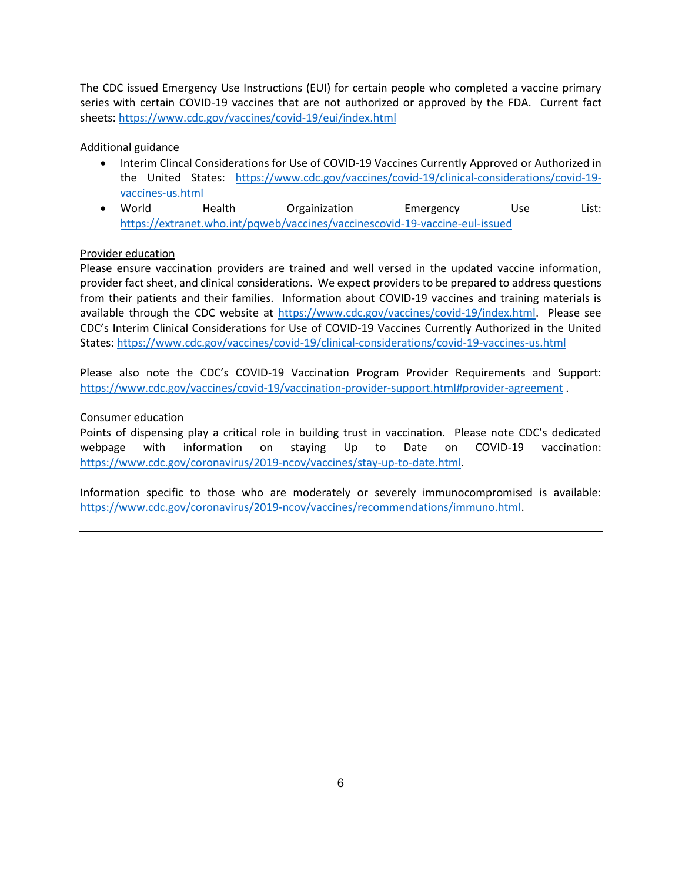The CDC issued Emergency Use Instructions (EUI) for certain people who completed a vaccine primary series with certain COVID-19 vaccines that are not authorized or approved by the FDA. Current fact sheets: https://www.cdc.gov/vaccines/covid-19/eui/index.html

Additional guidance

- Interim Clincal Considerations for Use of COVID-19 Vaccines Currently Approved or Authorized in the United States: https://www.cdc.gov/vaccines/covid-19/clinical-considerations/covid-19-vaccines-us.html
- World Health Orgainization Emergency Use List: https://extranet.who.int/pqweb/vaccines/vaccinescovid-19-vaccine-eul-issued

Provider education

Please ensure vaccination providers are trained and well versed in the updated vaccine information, provider fact sheet, and clinical considerations. We expect providers to be prepared to address questions from their patients and their families. Information about COVID-19 vaccines and training materials is available through the CDC website at https://www.cdc.gov/vaccines/covid-19/index.html. Please see CDC's Interim Clinical Considerations for Use of COVID-19 Vaccines Currently Authorized in the United States: https://www.cdc.gov/vaccines/covid-19/clinical-considerations/covid-19-vaccines-us.html

Please also note the CDC's COVID-19 Vaccination Program Provider Requirements and Support: https://www.cdc.gov/vaccines/covid-19/vaccination-provider-support.html#provider-agreement .

Consumer education

Points of dispensing play a critical role in building trust in vaccination. Please note CDC's dedicated webpage with information on staying Up to Date on COVID-19 vaccination: https://www.cdc.gov/coronavirus/2019-ncov/vaccines/stay-up-to-date.html.

Information specific to those who are moderately or severely immunocompromised is available: https://www.cdc.gov/coronavirus/2019-ncov/vaccines/recommendations/immuno.html.

---